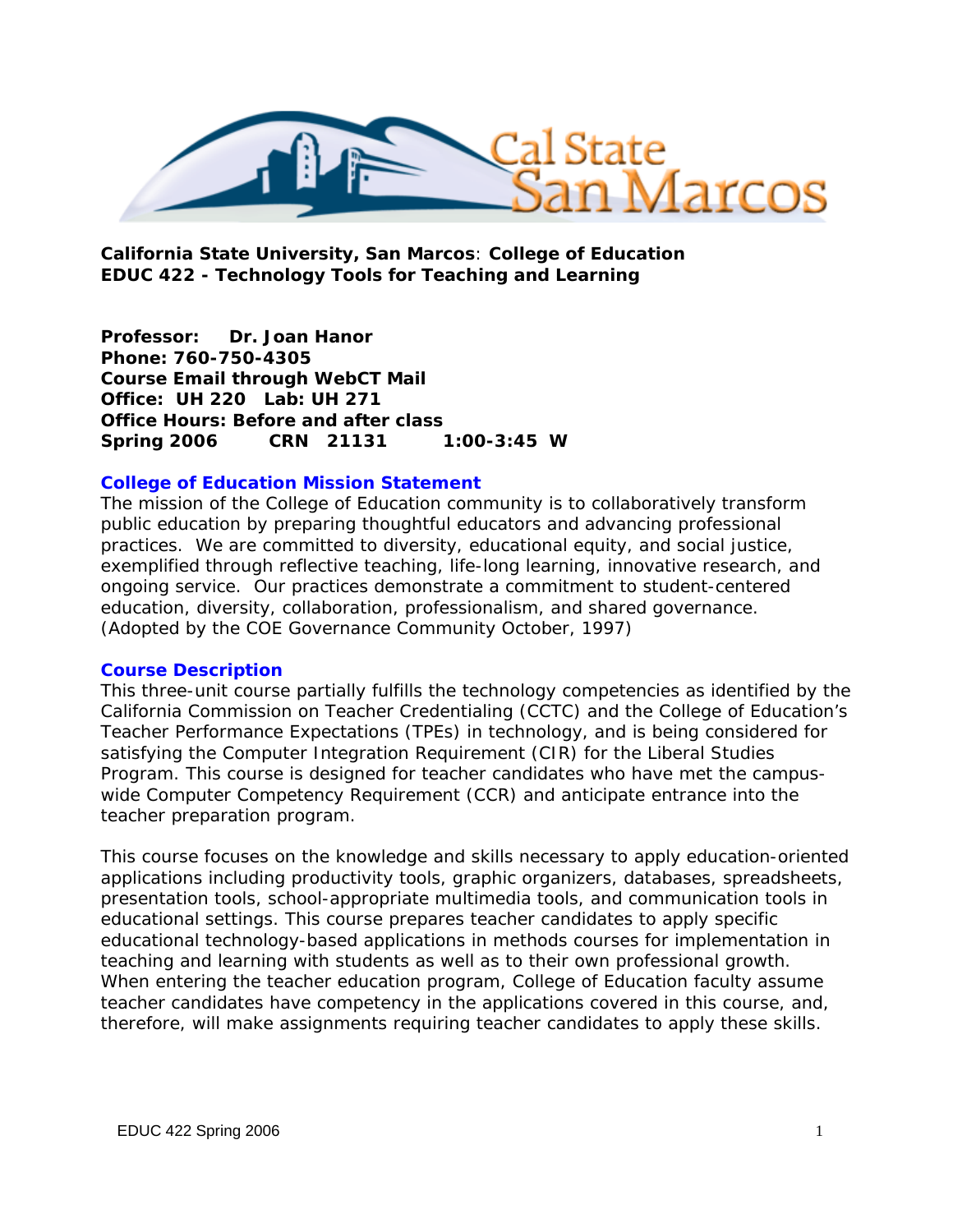**California State University, San Marcos**: **College of Education**
**EDUC 422 - Technology Tools for Teaching and Learning**

**Professor: Dr. Joan Hanor**
**Phone: 760-750-4305**
**Course Email through WebCT Mail**
**Office: UH 220 Lab: UH 271**
**Office Hours: Before and after class**
**Spring 2006 CRN 21131 1:00-3:45 W**

## College of Education Mission Statement

The mission of the College of Education community is to collaboratively transform public education by preparing thoughtful educators and advancing professional practices. We are committed to diversity, educational equity, and social justice, exemplified through reflective teaching, life-long learning, innovative research, and ongoing service. Our practices demonstrate a commitment to student-centered education, diversity, collaboration, professionalism, and shared governance. (Adopted by the COE Governance Community October, 1997)

## Course Description

This three-unit course partially fulfills the technology competencies as identified by the California Commission on Teacher Credentialing (CCTC) and the College of Education's Teacher Performance Expectations (TPEs) in technology, and is being considered for satisfying the Computer Integration Requirement (CIR) for the Liberal Studies Program. This course is designed for teacher candidates who have met the campus-wide Computer Competency Requirement (CCR) and anticipate entrance into the teacher preparation program.

This course focuses on the knowledge and skills necessary to apply education-oriented applications including productivity tools, graphic organizers, databases, spreadsheets, presentation tools, school-appropriate multimedia tools, and communication tools in educational settings. This course prepares teacher candidates to apply specific educational technology-based applications in methods courses for implementation in teaching and learning with students as well as to their own professional growth. When entering the teacher education program, College of Education faculty assume teacher candidates have competency in the applications covered in this course, and, therefore, will make assignments requiring teacher candidates to apply these skills.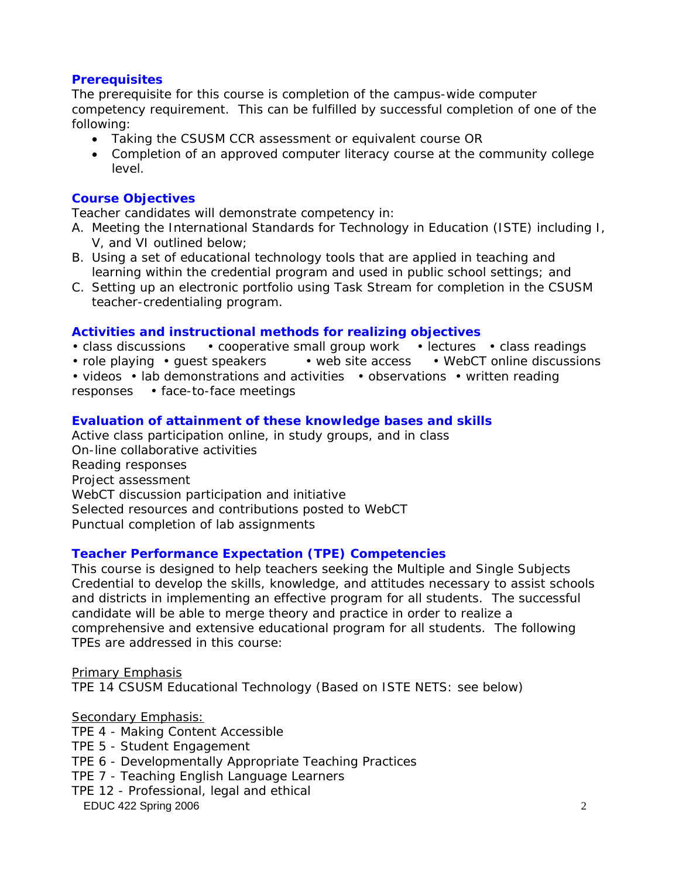## Prerequisites

The prerequisite for this course is completion of the campus-wide computer competency requirement. This can be fulfilled by successful completion of one of the following:

- Taking the CSUSM CCR assessment or equivalent course OR
- Completion of an approved computer literacy course at the community college level.

## Course Objectives

Teacher candidates will demonstrate competency in:

A. Meeting the International Standards for Technology in Education (ISTE) including I, V, and VI outlined below;
B. Using a set of educational technology tools that are applied in teaching and learning within the credential program and used in public school settings; and
C. Setting up an electronic portfolio using Task Stream for completion in the CSUSM teacher-credentialing program.

## Activities and instructional methods for realizing objectives

• class discussions • cooperative small group work • lectures • class readings • role playing • guest speakers • web site access • WebCT online discussions • videos • lab demonstrations and activities • observations • written reading responses • face-to-face meetings

## Evaluation of attainment of these knowledge bases and skills

Active class participation online, in study groups, and in class
On-line collaborative activities
Reading responses
Project assessment
WebCT discussion participation and initiative
Selected resources and contributions posted to WebCT
Punctual completion of lab assignments

## Teacher Performance Expectation (TPE) Competencies

This course is designed to help teachers seeking the Multiple and Single Subjects Credential to develop the skills, knowledge, and attitudes necessary to assist schools and districts in implementing an effective program for all students. The successful candidate will be able to merge theory and practice in order to realize a comprehensive and extensive educational program for all students. The following TPEs are addressed in this course:

Primary Emphasis
TPE 14 CSUSM Educational Technology (Based on ISTE NETS: see below)

Secondary Emphasis:
TPE 4 - Making Content Accessible
TPE 5 - Student Engagement
TPE 6 - Developmentally Appropriate Teaching Practices
TPE 7 - Teaching English Language Learners
TPE 12 - Professional, legal and ethical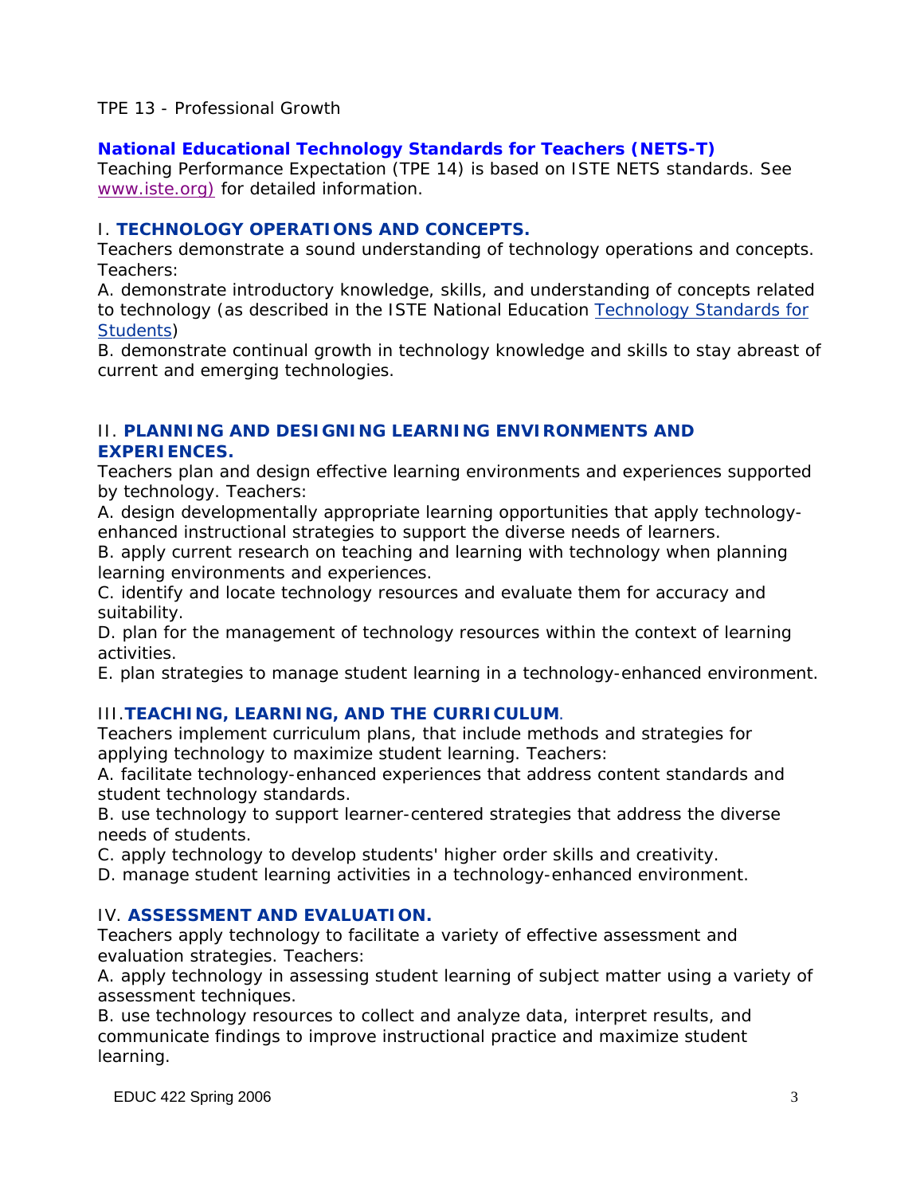TPE 13 - Professional Growth

**National Educational Technology Standards for Teachers (NETS-T)**

Teaching Performance Expectation (TPE 14) is based on ISTE NETS standards. See www.iste.org) for detailed information.

I. **TECHNOLOGY OPERATIONS AND CONCEPTS.**

Teachers demonstrate a sound understanding of technology operations and concepts. Teachers:

A. demonstrate introductory knowledge, skills, and understanding of concepts related to technology (as described in the ISTE National Education Technology Standards for Students)

B. demonstrate continual growth in technology knowledge and skills to stay abreast of current and emerging technologies.

II. **PLANNING AND DESIGNING LEARNING ENVIRONMENTS AND EXPERIENCES.**

Teachers plan and design effective learning environments and experiences supported by technology. Teachers:

A. design developmentally appropriate learning opportunities that apply technology-enhanced instructional strategies to support the diverse needs of learners.

B. apply current research on teaching and learning with technology when planning learning environments and experiences.

C. identify and locate technology resources and evaluate them for accuracy and suitability.

D. plan for the management of technology resources within the context of learning activities.

E. plan strategies to manage student learning in a technology-enhanced environment.

III. **TEACHING, LEARNING, AND THE CURRICULUM.**

Teachers implement curriculum plans, that include methods and strategies for applying technology to maximize student learning. Teachers:

A. facilitate technology-enhanced experiences that address content standards and student technology standards.

B. use technology to support learner-centered strategies that address the diverse needs of students.

C. apply technology to develop students' higher order skills and creativity.

D. manage student learning activities in a technology-enhanced environment.

IV. **ASSESSMENT AND EVALUATION.**

Teachers apply technology to facilitate a variety of effective assessment and evaluation strategies. Teachers:

A. apply technology in assessing student learning of subject matter using a variety of assessment techniques.

B. use technology resources to collect and analyze data, interpret results, and communicate findings to improve instructional practice and maximize student learning.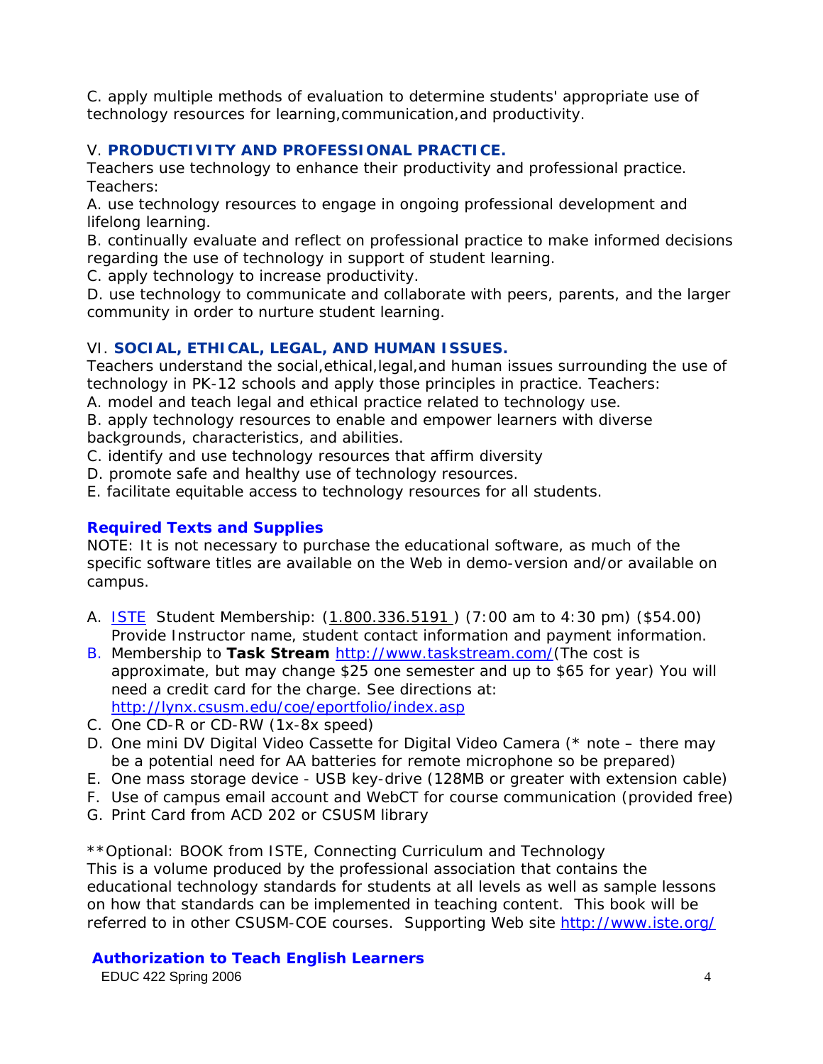C. apply multiple methods of evaluation to determine students' appropriate use of technology resources for learning,communication,and productivity.

### V. PRODUCTIVITY AND PROFESSIONAL PRACTICE.

Teachers use technology to enhance their productivity and professional practice. Teachers:

A. use technology resources to engage in ongoing professional development and lifelong learning.
B. continually evaluate and reflect on professional practice to make informed decisions regarding the use of technology in support of student learning.
C. apply technology to increase productivity.
D. use technology to communicate and collaborate with peers, parents, and the larger community in order to nurture student learning.

### VI. SOCIAL, ETHICAL, LEGAL, AND HUMAN ISSUES.

Teachers understand the social,ethical,legal,and human issues surrounding the use of technology in PK-12 schools and apply those principles in practice. Teachers:

A. model and teach legal and ethical practice related to technology use.
B. apply technology resources to enable and empower learners with diverse backgrounds, characteristics, and abilities.
C. identify and use technology resources that affirm diversity
D. promote safe and healthy use of technology resources.
E. facilitate equitable access to technology resources for all students.

## Required Texts and Supplies

NOTE: It is not necessary to purchase the educational software, as much of the specific software titles are available on the Web in demo-version and/or available on campus.

A. ISTE Student Membership: (1.800.336.5191 ) (7:00 am to 4:30 pm) ($54.00) Provide Instructor name, student contact information and payment information.
B. Membership to **Task Stream** http://www.taskstream.com/(The cost is approximate, but may change $25 one semester and up to $65 for year) You will need a credit card for the charge. See directions at: http://lynx.csusm.edu/coe/eportfolio/index.asp
C. One CD-R or CD-RW (1x-8x speed)
D. One mini DV Digital Video Cassette for Digital Video Camera (* note – there may be a potential need for AA batteries for remote microphone so be prepared)
E. One mass storage device - USB key-drive (128MB or greater with extension cable)
F. Use of campus email account and WebCT for course communication (provided free)
G. Print Card from ACD 202 or CSUSM library

**Optional: BOOK from ISTE, Connecting Curriculum and Technology
This is a volume produced by the professional association that contains the educational technology standards for students at all levels as well as sample lessons on how that standards can be implemented in teaching content. This book will be referred to in other CSUSM-COE courses. Supporting Web site http://www.iste.org/

## Authorization to Teach English Learners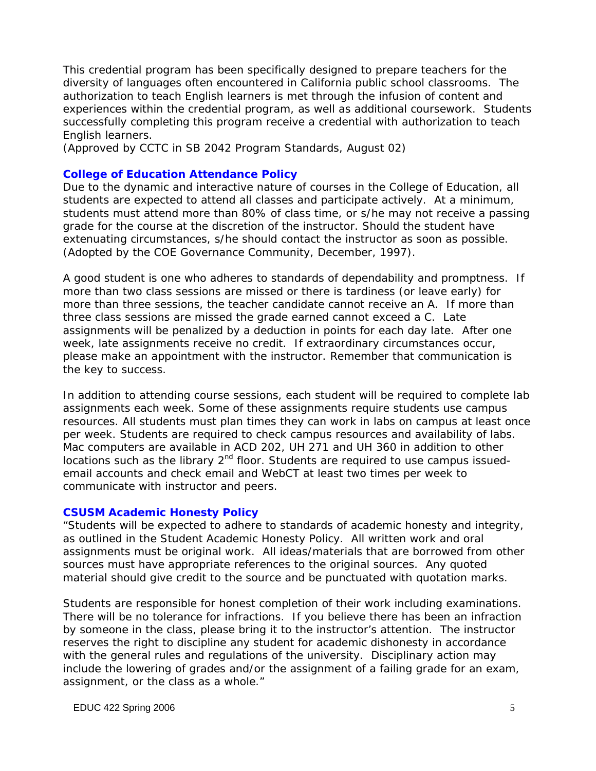This credential program has been specifically designed to prepare teachers for the diversity of languages often encountered in California public school classrooms. The authorization to teach English learners is met through the infusion of content and experiences within the credential program, as well as additional coursework. Students successfully completing this program receive a credential with authorization to teach English learners.
*(Approved by CCTC in SB 2042 Program Standards, August 02)*

### College of Education Attendance Policy

Due to the dynamic and interactive nature of courses in the College of Education, all students are expected to attend all classes and participate actively. At a minimum, students must attend more than 80% of class time, or s/he may not receive a passing grade for the course at the discretion of the instructor. Should the student have extenuating circumstances, s/he should contact the instructor as soon as possible. *(Adopted by the COE Governance Community, December, 1997).*

A good student is one who adheres to standards of dependability and promptness. If more than two class sessions are missed or there is tardiness (or leave early) for more than three sessions, the teacher candidate cannot receive an A. If more than three class sessions are missed the grade earned cannot exceed a C. Late assignments will be penalized by a deduction in points for each day late. After one week, late assignments receive no credit. If extraordinary circumstances occur, please make an appointment with the instructor. Remember that communication is the key to success.

In addition to attending course sessions, each student will be required to complete lab assignments each week. Some of these assignments require students use campus resources. All students must plan times they can work in labs on campus at least once per week. Students are required to check campus resources and availability of labs. Mac computers are available in ACD 202, UH 271 and UH 360 in addition to other locations such as the library 2nd floor. Students are required to use campus issued-email accounts and check email and WebCT at least two times per week to communicate with instructor and peers.

### CSUSM Academic Honesty Policy

"Students will be expected to adhere to standards of academic honesty and integrity, as outlined in the Student Academic Honesty Policy. All written work and oral assignments must be original work. All ideas/materials that are borrowed from other sources must have appropriate references to the original sources. Any quoted material should give credit to the source and be punctuated with quotation marks.

Students are responsible for honest completion of their work including examinations. There will be no tolerance for infractions. If you believe there has been an infraction by someone in the class, please bring it to the instructor's attention. The instructor reserves the right to discipline any student for academic dishonesty in accordance with the general rules and regulations of the university. Disciplinary action may include the lowering of grades and/or the assignment of a failing grade for an exam, assignment, or the class as a whole."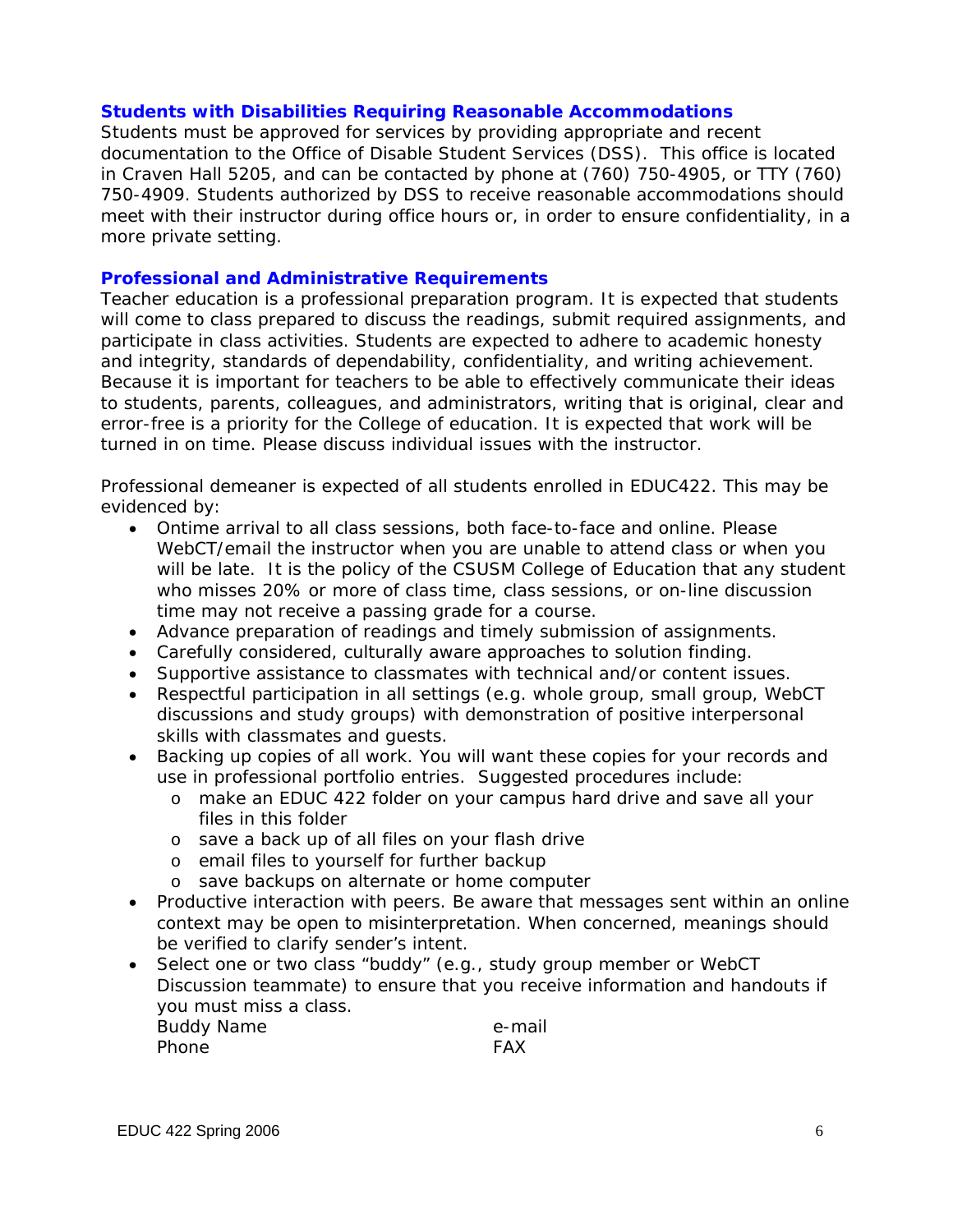### Students with Disabilities Requiring Reasonable Accommodations

Students must be approved for services by providing appropriate and recent documentation to the Office of Disable Student Services (DSS). This office is located in Craven Hall 5205, and can be contacted by phone at (760) 750-4905, or TTY (760) 750-4909. Students authorized by DSS to receive reasonable accommodations should meet with their instructor during office hours or, in order to ensure confidentiality, in a more private setting.

### Professional and Administrative Requirements

Teacher education is a professional preparation program. It is expected that students will come to class prepared to discuss the readings, submit required assignments, and participate in class activities. Students are expected to adhere to academic honesty and integrity, standards of dependability, confidentiality, and writing achievement. Because it is important for teachers to be able to effectively communicate their ideas to students, parents, colleagues, and administrators, writing that is original, clear and error-free is a priority for the College of education. It is expected that work will be turned in on time. Please discuss individual issues with the instructor.

Professional demeaner is expected of all students enrolled in EDUC422. This may be evidenced by:

- Ontime arrival to all class sessions, both face-to-face and online. Please WebCT/email the instructor when you are unable to attend class or when you will be late. It is the policy of the CSUSM College of Education that any student who misses 20% or more of class time, class sessions, or on-line discussion time may not receive a passing grade for a course.
- Advance preparation of readings and timely submission of assignments.
- Carefully considered, culturally aware approaches to solution finding.
- Supportive assistance to classmates with technical and/or content issues.
- Respectful participation in all settings (e.g. whole group, small group, WebCT discussions and study groups) with demonstration of positive interpersonal skills with classmates and guests.
- Backing up copies of all work. You will want these copies for your records and use in professional portfolio entries. Suggested procedures include:
  - make an EDUC 422 folder on your campus hard drive and save all your files in this folder
  - save a back up of all files on your flash drive
  - email files to yourself for further backup
  - save backups on alternate or home computer
- Productive interaction with peers. Be aware that messages sent within an online context may be open to misinterpretation. When concerned, meanings should be verified to clarify sender's intent.
- Select one or two class "buddy" (e.g., study group member or WebCT Discussion teammate) to ensure that you receive information and handouts if you must miss a class.

  Buddy Name e-mail
  Phone FAX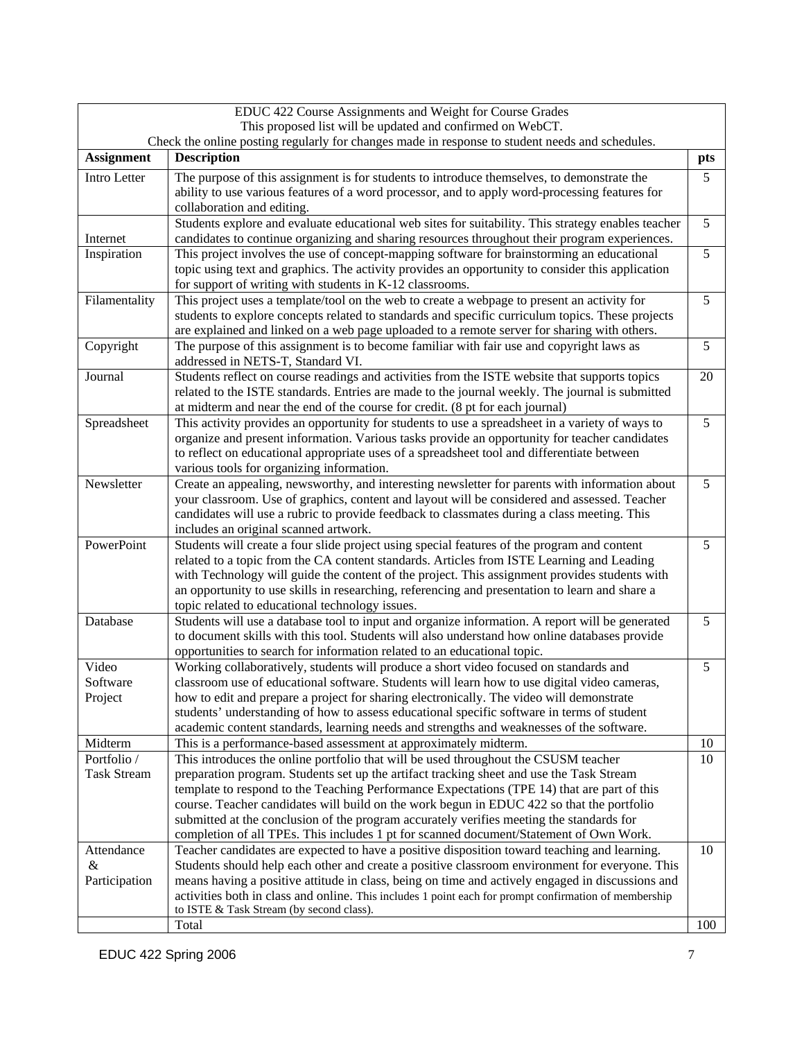EDUC 422 Course Assignments and Weight for Course Grades
This proposed list will be updated and confirmed on WebCT.
Check the online posting regularly for changes made in response to student needs and schedules.

| Assignment | Description | pts |
|---|---|---|
| Intro Letter | The purpose of this assignment is for students to introduce themselves, to demonstrate the ability to use various features of a word processor, and to apply word-processing features for collaboration and editing. | 5 |
| Internet | Students explore and evaluate educational web sites for suitability. This strategy enables teacher candidates to continue organizing and sharing resources throughout their program experiences. | 5 |
| Inspiration | This project involves the use of concept-mapping software for brainstorming an educational topic using text and graphics. The activity provides an opportunity to consider this application for support of writing with students in K-12 classrooms. | 5 |
| Filamentality | This project uses a template/tool on the web to create a webpage to present an activity for students to explore concepts related to standards and specific curriculum topics. These projects are explained and linked on a web page uploaded to a remote server for sharing with others. | 5 |
| Copyright | The purpose of this assignment is to become familiar with fair use and copyright laws as addressed in NETS-T, Standard VI. | 5 |
| Journal | Students reflect on course readings and activities from the ISTE website that supports topics related to the ISTE standards. Entries are made to the journal weekly. The journal is submitted at midterm and near the end of the course for credit. (8 pt for each journal) | 20 |
| Spreadsheet | This activity provides an opportunity for students to use a spreadsheet in a variety of ways to organize and present information. Various tasks provide an opportunity for teacher candidates to reflect on educational appropriate uses of a spreadsheet tool and differentiate between various tools for organizing information. | 5 |
| Newsletter | Create an appealing, newsworthy, and interesting newsletter for parents with information about your classroom. Use of graphics, content and layout will be considered and assessed. Teacher candidates will use a rubric to provide feedback to classmates during a class meeting. This includes an original scanned artwork. | 5 |
| PowerPoint | Students will create a four slide project using special features of the program and content related to a topic from the CA content standards. Articles from ISTE Learning and Leading with Technology will guide the content of the project. This assignment provides students with an opportunity to use skills in researching, referencing and presentation to learn and share a topic related to educational technology issues. | 5 |
| Database | Students will use a database tool to input and organize information. A report will be generated to document skills with this tool. Students will also understand how online databases provide opportunities to search for information related to an educational topic. | 5 |
| Video Software Project | Working collaboratively, students will produce a short video focused on standards and classroom use of educational software. Students will learn how to use digital video cameras, how to edit and prepare a project for sharing electronically. The video will demonstrate students' understanding of how to assess educational specific software in terms of student academic content standards, learning needs and strengths and weaknesses of the software. | 5 |
| Midterm | This is a performance-based assessment at approximately midterm. | 10 |
| Portfolio / Task Stream | This introduces the online portfolio that will be used throughout the CSUSM teacher preparation program. Students set up the artifact tracking sheet and use the Task Stream template to respond to the Teaching Performance Expectations (TPE 14) that are part of this course. Teacher candidates will build on the work begun in EDUC 422 so that the portfolio submitted at the conclusion of the program accurately verifies meeting the standards for completion of all TPEs. This includes 1 pt for scanned document/Statement of Own Work. | 10 |
| Attendance & Participation | Teacher candidates are expected to have a positive disposition toward teaching and learning. Students should help each other and create a positive classroom environment for everyone. This means having a positive attitude in class, being on time and actively engaged in discussions and activities both in class and online. This includes 1 point each for prompt confirmation of membership to ISTE & Task Stream (by second class). | 10 |
| | Total | 100 |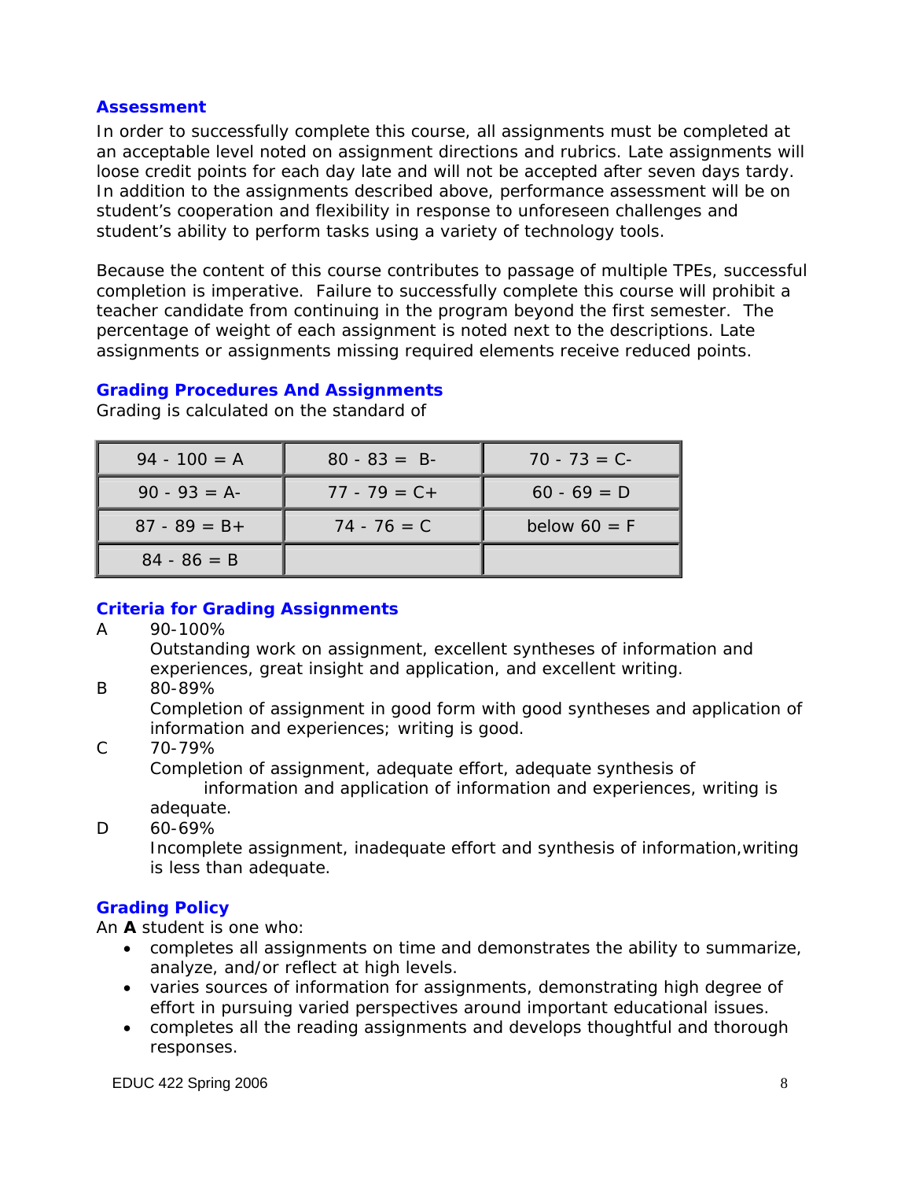## Assessment

In order to successfully complete this course, all assignments must be completed at an acceptable level noted on assignment directions and rubrics. Late assignments will loose credit points for each day late and will not be accepted after seven days tardy. In addition to the assignments described above, performance assessment will be on student's cooperation and flexibility in response to unforeseen challenges and student's ability to perform tasks using a variety of technology tools.

Because the content of this course contributes to passage of multiple TPEs, successful completion is imperative. Failure to successfully complete this course will prohibit a teacher candidate from continuing in the program beyond the first semester. The percentage of weight of each assignment is noted next to the descriptions. Late assignments or assignments missing required elements receive reduced points.

## Grading Procedures And Assignments

Grading is calculated on the standard of

| | | |
|---|---|---|
| 94 - 100 = A | 80 - 83 = B- | 70 - 73 = C- |
| 90 - 93 = A- | 77 - 79 = C+ | 60 - 69 = D |
| 87 - 89 = B+ | 74 - 76 = C | below 60 = F |
| 84 - 86 = B | | |

## Criteria for Grading Assignments

A 90-100%
Outstanding work on assignment, excellent syntheses of information and experiences, great insight and application, and excellent writing.

B 80-89%
Completion of assignment in good form with good syntheses and application of information and experiences; writing is good.

C 70-79%
Completion of assignment, adequate effort, adequate synthesis of information and application of information and experiences, writing is adequate.

D 60-69%
Incomplete assignment, inadequate effort and synthesis of information,writing is less than adequate.

## Grading Policy

An **A** student is one who:

- completes all assignments on time and demonstrates the ability to summarize, analyze, and/or reflect at high levels.
- varies sources of information for assignments, demonstrating high degree of effort in pursuing varied perspectives around important educational issues.
- completes all the reading assignments and develops thoughtful and thorough responses.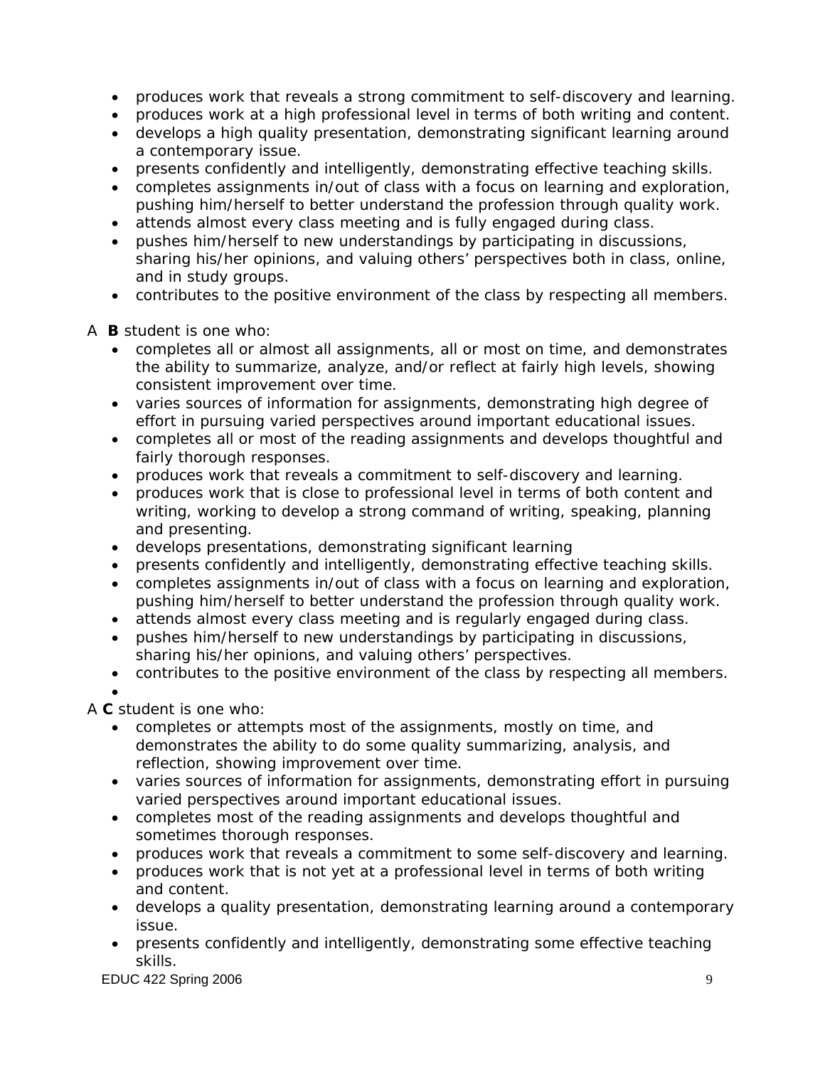- produces work that reveals a strong commitment to self-discovery and learning.
- produces work at a high professional level in terms of both writing and content.
- develops a high quality presentation, demonstrating significant learning around a contemporary issue.
- presents confidently and intelligently, demonstrating effective teaching skills.
- completes assignments in/out of class with a focus on learning and exploration, pushing him/herself to better understand the profession through quality work.
- attends almost every class meeting and is fully engaged during class.
- pushes him/herself to new understandings by participating in discussions, sharing his/her opinions, and valuing others' perspectives both in class, online, and in study groups.
- contributes to the positive environment of the class by respecting all members.

A **B** student is one who:

- completes all or almost all assignments, all or most on time, and demonstrates the ability to summarize, analyze, and/or reflect at fairly high levels, showing consistent improvement over time.
- varies sources of information for assignments, demonstrating high degree of effort in pursuing varied perspectives around important educational issues.
- completes all or most of the reading assignments and develops thoughtful and fairly thorough responses.
- produces work that reveals a commitment to self-discovery and learning.
- produces work that is close to professional level in terms of both content and writing, working to develop a strong command of writing, speaking, planning and presenting.
- develops presentations, demonstrating significant learning
- presents confidently and intelligently, demonstrating effective teaching skills.
- completes assignments in/out of class with a focus on learning and exploration, pushing him/herself to better understand the profession through quality work.
- attends almost every class meeting and is regularly engaged during class.
- pushes him/herself to new understandings by participating in discussions, sharing his/her opinions, and valuing others' perspectives.
- contributes to the positive environment of the class by respecting all members.

A **C** student is one who:

- completes or attempts most of the assignments, mostly on time, and demonstrates the ability to do some quality summarizing, analysis, and reflection, showing improvement over time.
- varies sources of information for assignments, demonstrating effort in pursuing varied perspectives around important educational issues.
- completes most of the reading assignments and develops thoughtful and sometimes thorough responses.
- produces work that reveals a commitment to some self-discovery and learning.
- produces work that is not yet at a professional level in terms of both writing and content.
- develops a quality presentation, demonstrating learning around a contemporary issue.
- presents confidently and intelligently, demonstrating some effective teaching skills.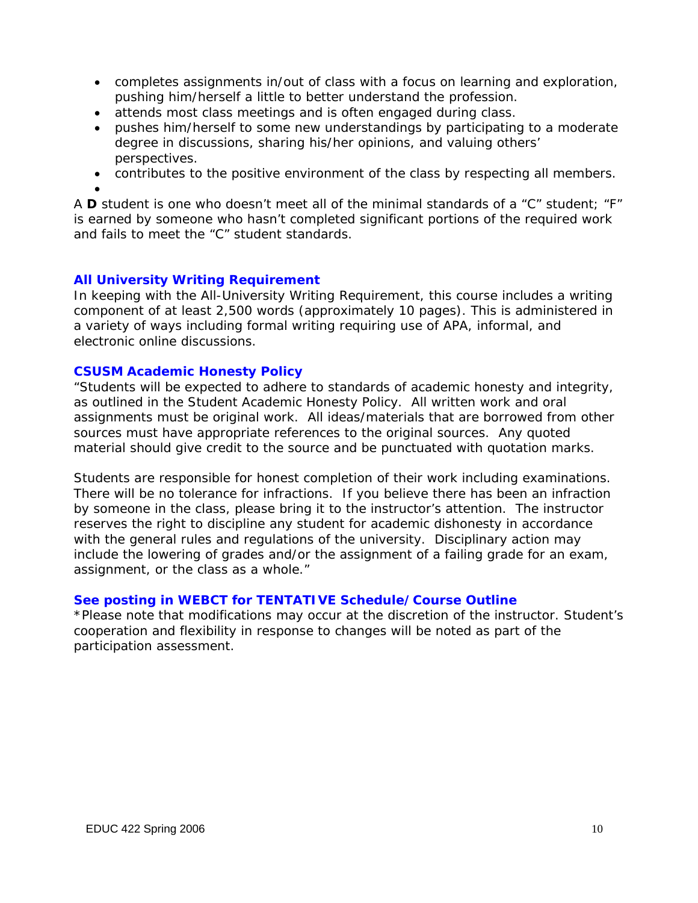- completes assignments in/out of class with a focus on learning and exploration, pushing him/herself a little to better understand the profession.
- attends most class meetings and is often engaged during class.
- pushes him/herself to some new understandings by participating to a moderate degree in discussions, sharing his/her opinions, and valuing others' perspectives.
- contributes to the positive environment of the class by respecting all members.

A **D** student is one who doesn't meet all of the minimal standards of a "C" student; "F" is earned by someone who hasn't completed significant portions of the required work and fails to meet the "C" student standards.

### All University Writing Requirement

In keeping with the All-University Writing Requirement, this course includes a writing component of at least 2,500 words (approximately 10 pages). This is administered in a variety of ways including formal writing requiring use of APA, informal, and electronic online discussions.

### CSUSM Academic Honesty Policy

"Students will be expected to adhere to standards of academic honesty and integrity, as outlined in the Student Academic Honesty Policy. All written work and oral assignments must be original work. All ideas/materials that are borrowed from other sources must have appropriate references to the original sources. Any quoted material should give credit to the source and be punctuated with quotation marks.

Students are responsible for honest completion of their work including examinations. There will be no tolerance for infractions. If you believe there has been an infraction by someone in the class, please bring it to the instructor's attention. The instructor reserves the right to discipline any student for academic dishonesty in accordance with the general rules and regulations of the university. Disciplinary action may include the lowering of grades and/or the assignment of a failing grade for an exam, assignment, or the class as a whole."

### See posting in WEBCT for TENTATIVE Schedule/Course Outline

*Please note that modifications may occur at the discretion of the instructor. Student's cooperation and flexibility in response to changes will be noted as part of the participation assessment.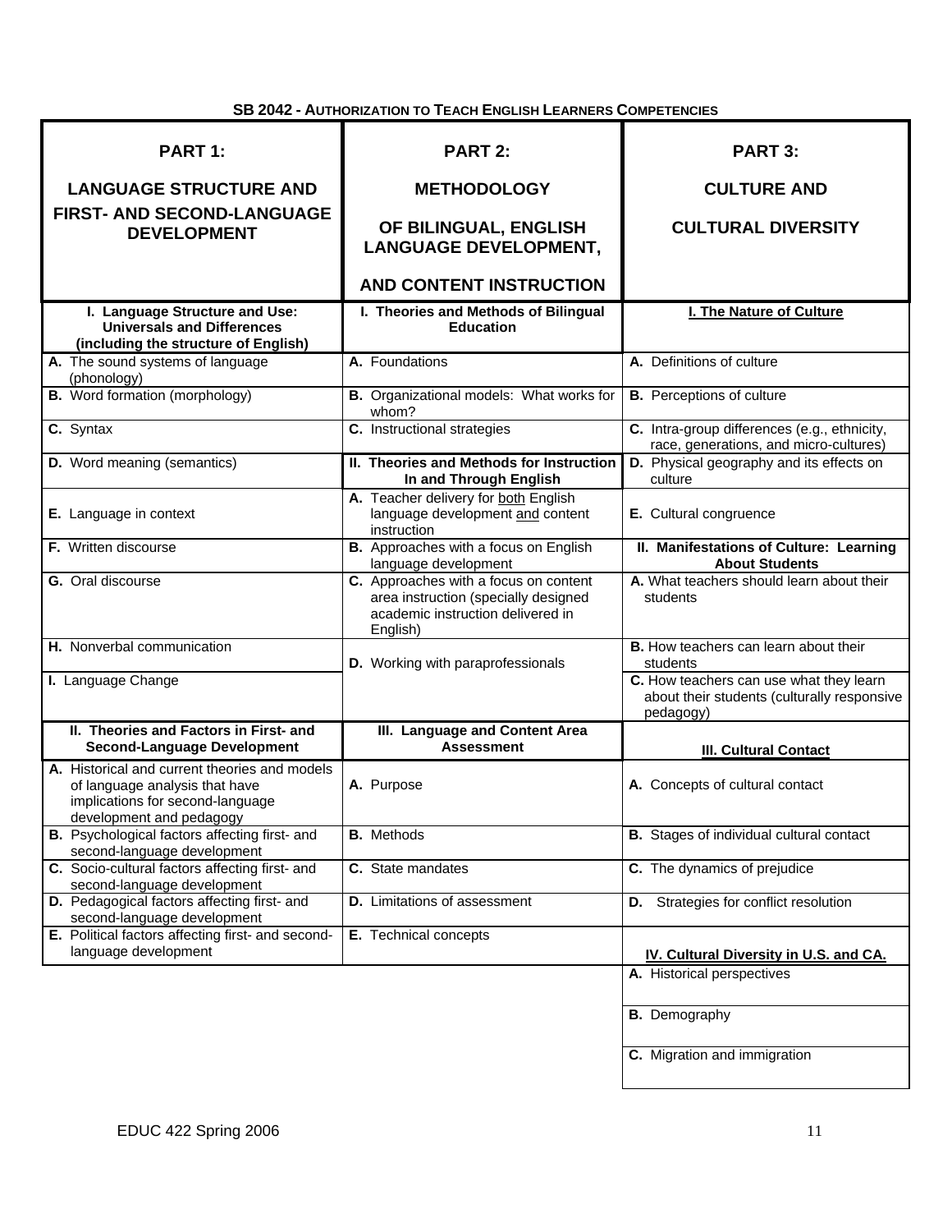**SB 2042 - AUTHORIZATION TO TEACH ENGLISH LEARNERS COMPETENCIES**

| PART 1: LANGUAGE STRUCTURE AND FIRST- AND SECOND-LANGUAGE DEVELOPMENT | PART 2: METHODOLOGY OF BILINGUAL, ENGLISH LANGUAGE DEVELOPMENT, AND CONTENT INSTRUCTION | PART 3: CULTURE AND CULTURAL DIVERSITY |
|---|---|---|
| **I. Language Structure and Use: Universals and Differences (including the structure of English)** | **I. Theories and Methods of Bilingual Education** | **I. The Nature of Culture** |
| **A.** The sound systems of language (phonology) | **A.** Foundations | **A.** Definitions of culture |
| **B.** Word formation (morphology) | **B.** Organizational models: What works for whom? | **B.** Perceptions of culture |
| **C.** Syntax | **C.** Instructional strategies | **C.** Intra-group differences (e.g., ethnicity, race, generations, and micro-cultures) |
| **D.** Word meaning (semantics) | **II. Theories and Methods for Instruction In and Through English** | **D.** Physical geography and its effects on culture |
| **E.** Language in context | **A.** Teacher delivery for both English language development and content instruction | **E.** Cultural congruence |
| **F.** Written discourse | **B.** Approaches with a focus on English language development | **II. Manifestations of Culture: Learning About Students** |
| **G.** Oral discourse | **C.** Approaches with a focus on content area instruction (specially designed academic instruction delivered in English) | **A.** What teachers should learn about their students |
| **H.** Nonverbal communication | **D.** Working with paraprofessionals | **B.** How teachers can learn about their students |
| **I.** Language Change | | **C.** How teachers can use what they learn about their students (culturally responsive pedagogy) |
| **II. Theories and Factors in First- and Second-Language Development** | **III. Language and Content Area Assessment** | **III. Cultural Contact** |
| **A.** Historical and current theories and models of language analysis that have implications for second-language development and pedagogy | **A.** Purpose | **A.** Concepts of cultural contact |
| **B.** Psychological factors affecting first- and second-language development | **B.** Methods | **B.** Stages of individual cultural contact |
| **C.** Socio-cultural factors affecting first- and second-language development | **C.** State mandates | **C.** The dynamics of prejudice |
| **D.** Pedagogical factors affecting first- and second-language development | **D.** Limitations of assessment | **D.** Strategies for conflict resolution |
| **E.** Political factors affecting first- and second-language development | **E.** Technical concepts | **IV. Cultural Diversity in U.S. and CA.** |
| | | **A.** Historical perspectives |
| | | **B.** Demography |
| | | **C.** Migration and immigration |